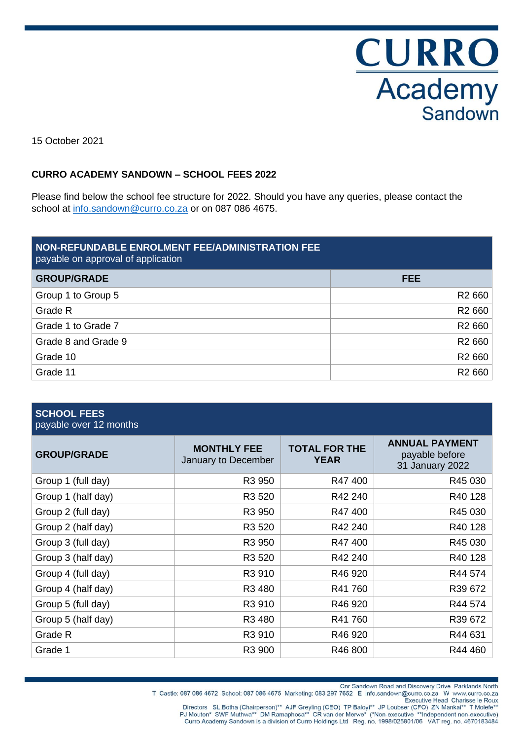15 October 2021

**CURRO ACADEMY SANDOWN – SCHOOL FEES 2022**

Please find below the school fee structure for 2022. Should you have any queries, please contact the school at info.sandown@curro.co.za or on 087 086 4675.

**NON-REFUNDABLE ENROLMENT FEE/ADMINISTRATION FEE**
payable on approval of application

| GROUP/GRADE | FEE |
|---|---:|
| Group 1 to Group 5 | R2 660 |
| Grade R | R2 660 |
| Grade 1 to Grade 7 | R2 660 |
| Grade 8 and Grade 9 | R2 660 |
| Grade 10 | R2 660 |
| Grade 11 | R2 660 |

**SCHOOL FEES**
payable over 12 months

| GROUP/GRADE | MONTHLY FEE January to December | TOTAL FOR THE YEAR | ANNUAL PAYMENT payable before 31 January 2022 |
|---|---:|---:|---:|
| Group 1 (full day) | R3 950 | R47 400 | R45 030 |
| Group 1 (half day) | R3 520 | R42 240 | R40 128 |
| Group 2 (full day) | R3 950 | R47 400 | R45 030 |
| Group 2 (half day) | R3 520 | R42 240 | R40 128 |
| Group 3 (full day) | R3 950 | R47 400 | R45 030 |
| Group 3 (half day) | R3 520 | R42 240 | R40 128 |
| Group 4 (full day) | R3 910 | R46 920 | R44 574 |
| Group 4 (half day) | R3 480 | R41 760 | R39 672 |
| Group 5 (full day) | R3 910 | R46 920 | R44 574 |
| Group 5 (half day) | R3 480 | R41 760 | R39 672 |
| Grade R | R3 910 | R46 920 | R44 631 |
| Grade 1 | R3 900 | R46 800 | R44 460 |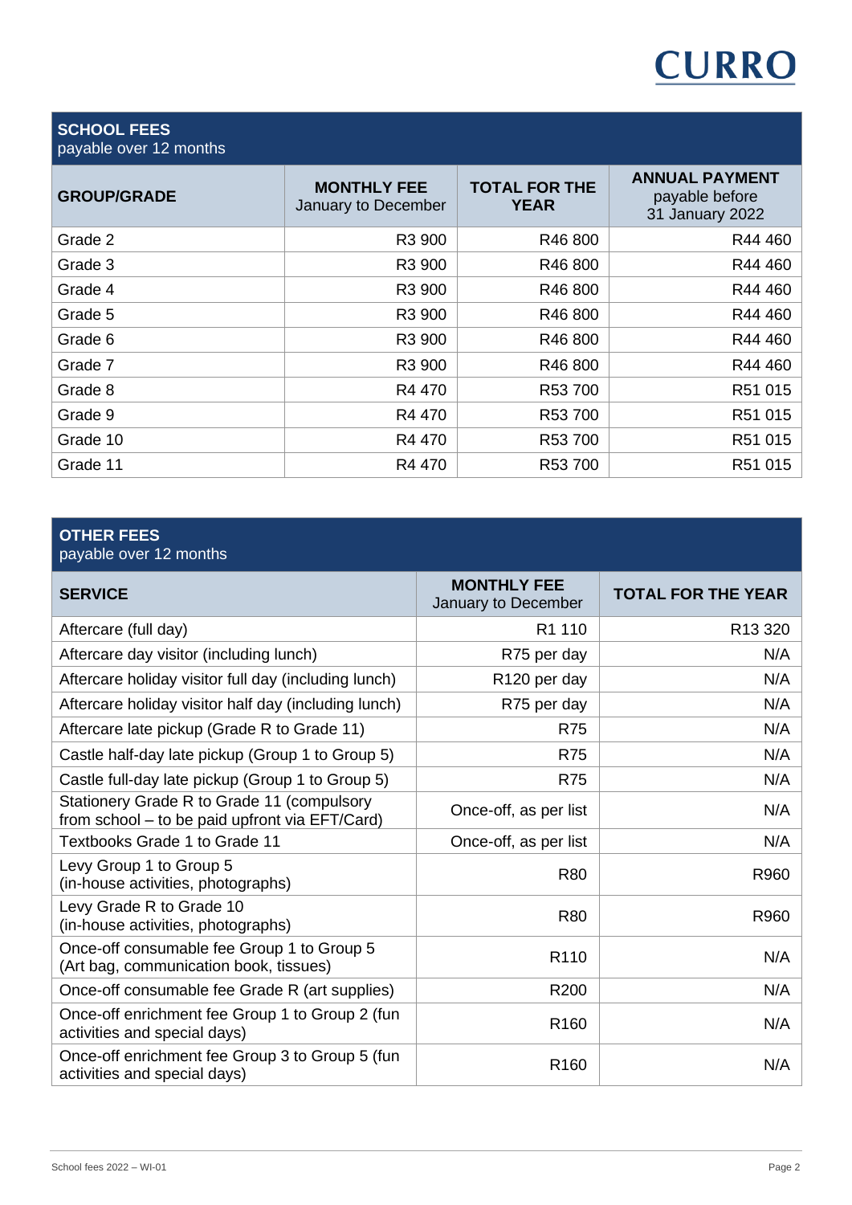CURRO

| **SCHOOL FEES** payable over 12 months | | | |
|---|---|---|---|
| **GROUP/GRADE** | **MONTHLY FEE** January to December | **TOTAL FOR THE YEAR** | **ANNUAL PAYMENT** payable before 31 January 2022 |
| Grade 2 | R3 900 | R46 800 | R44 460 |
| Grade 3 | R3 900 | R46 800 | R44 460 |
| Grade 4 | R3 900 | R46 800 | R44 460 |
| Grade 5 | R3 900 | R46 800 | R44 460 |
| Grade 6 | R3 900 | R46 800 | R44 460 |
| Grade 7 | R3 900 | R46 800 | R44 460 |
| Grade 8 | R4 470 | R53 700 | R51 015 |
| Grade 9 | R4 470 | R53 700 | R51 015 |
| Grade 10 | R4 470 | R53 700 | R51 015 |
| Grade 11 | R4 470 | R53 700 | R51 015 |

| **OTHER FEES** payable over 12 months | | |
|---|---|---|
| **SERVICE** | **MONTHLY FEE** January to December | **TOTAL FOR THE YEAR** |
| Aftercare (full day) | R1 110 | R13 320 |
| Aftercare day visitor (including lunch) | R75 per day | N/A |
| Aftercare holiday visitor full day (including lunch) | R120 per day | N/A |
| Aftercare holiday visitor half day (including lunch) | R75 per day | N/A |
| Aftercare late pickup (Grade R to Grade 11) | R75 | N/A |
| Castle half-day late pickup (Group 1 to Group 5) | R75 | N/A |
| Castle full-day late pickup (Group 1 to Group 5) | R75 | N/A |
| Stationery Grade R to Grade 11 (compulsory from school – to be paid upfront via EFT/Card) | Once-off, as per list | N/A |
| Textbooks Grade 1 to Grade 11 | Once-off, as per list | N/A |
| Levy Group 1 to Group 5 (in-house activities, photographs) | R80 | R960 |
| Levy Grade R to Grade 10 (in-house activities, photographs) | R80 | R960 |
| Once-off consumable fee Group 1 to Group 5 (Art bag, communication book, tissues) | R110 | N/A |
| Once-off consumable fee Grade R (art supplies) | R200 | N/A |
| Once-off enrichment fee Group 1 to Group 2 (fun activities and special days) | R160 | N/A |
| Once-off enrichment fee Group 3 to Group 5 (fun activities and special days) | R160 | N/A |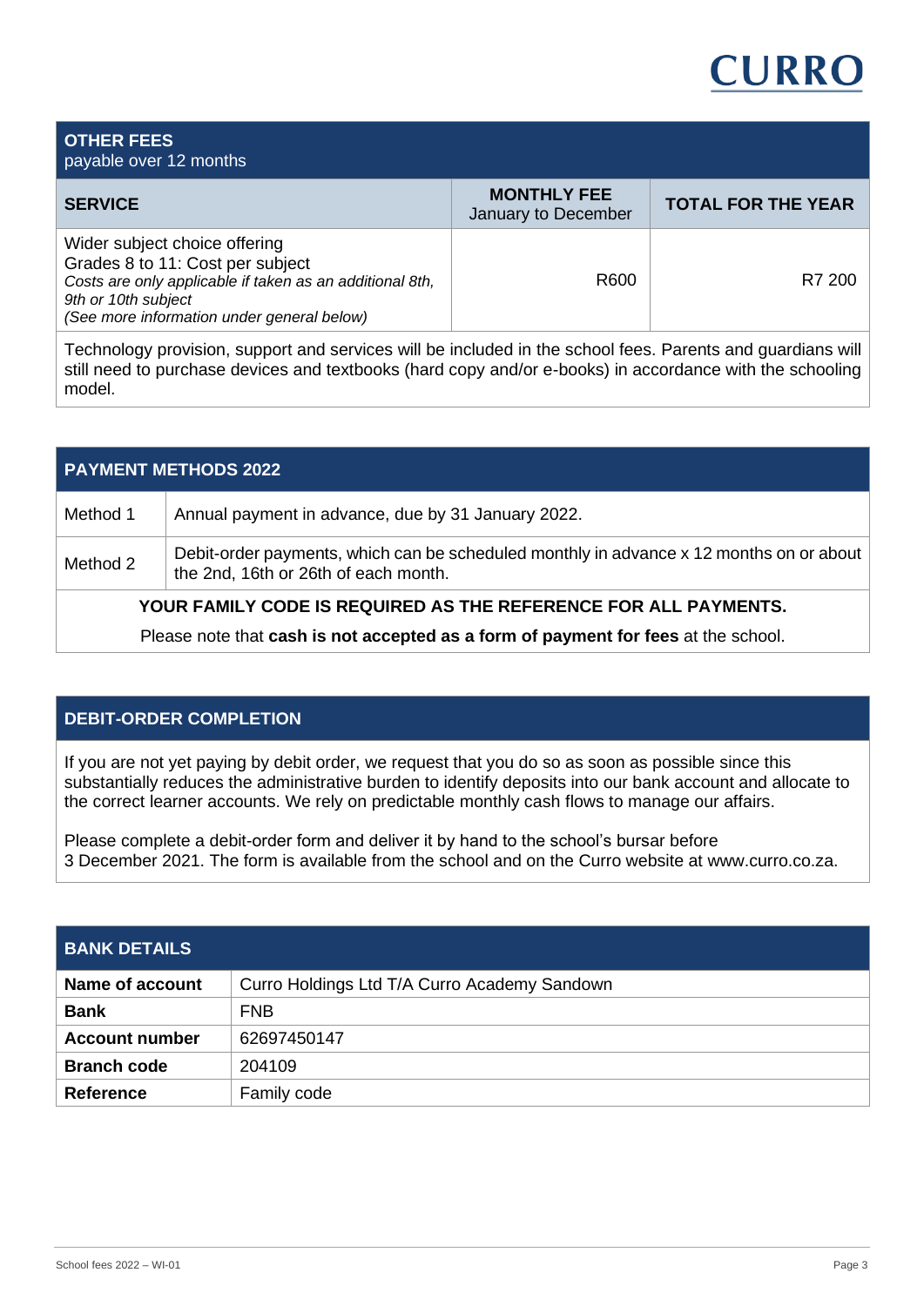## OTHER FEES
payable over 12 months

| SERVICE | MONTHLY FEE<br>January to December | TOTAL FOR THE YEAR |
|---|---|---|
| Wider subject choice offering<br>Grades 8 to 11: Cost per subject<br>*Costs are only applicable if taken as an additional 8th, 9th or 10th subject*<br>*(See more information under general below)* | R600 | R7 200 |

Technology provision, support and services will be included in the school fees. Parents and guardians will still need to purchase devices and textbooks (hard copy and/or e-books) in accordance with the schooling model.

## PAYMENT METHODS 2022

| | |
|---|---|
| Method 1 | Annual payment in advance, due by 31 January 2022. |
| Method 2 | Debit-order payments, which can be scheduled monthly in advance x 12 months on or about the 2nd, 16th or 26th of each month. |

**YOUR FAMILY CODE IS REQUIRED AS THE REFERENCE FOR ALL PAYMENTS.**

Please note that **cash is not accepted as a form of payment for fees** at the school.

## DEBIT-ORDER COMPLETION

If you are not yet paying by debit order, we request that you do so as soon as possible since this substantially reduces the administrative burden to identify deposits into our bank account and allocate to the correct learner accounts. We rely on predictable monthly cash flows to manage our affairs.

Please complete a debit-order form and deliver it by hand to the school's bursar before 3 December 2021. The form is available from the school and on the Curro website at www.curro.co.za.

## BANK DETAILS

| | |
|---|---|
| **Name of account** | Curro Holdings Ltd T/A Curro Academy Sandown |
| **Bank** | FNB |
| **Account number** | 62697450147 |
| **Branch code** | 204109 |
| **Reference** | Family code |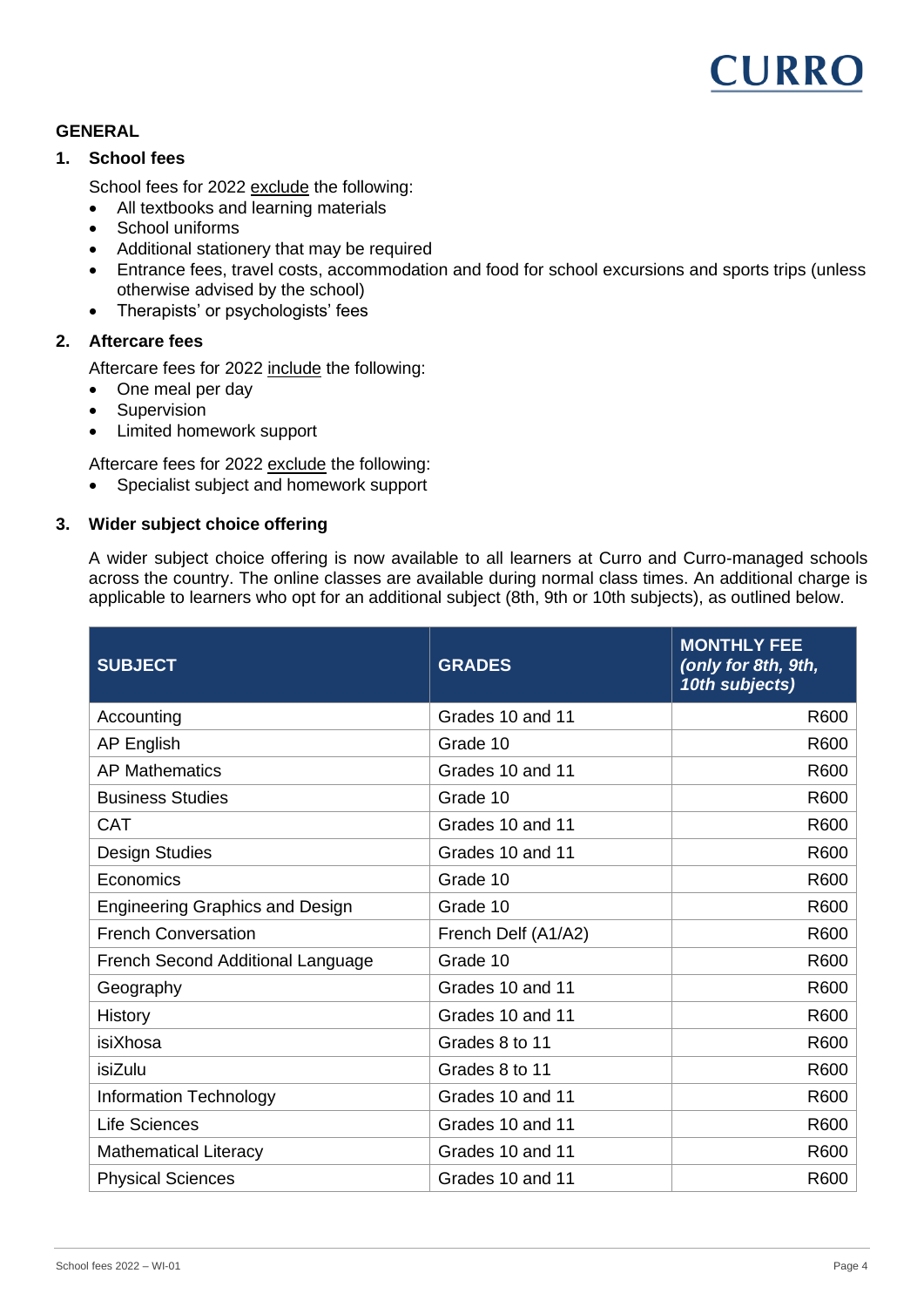## GENERAL

### 1. School fees

School fees for 2022 exclude the following:

- All textbooks and learning materials
- School uniforms
- Additional stationery that may be required
- Entrance fees, travel costs, accommodation and food for school excursions and sports trips (unless otherwise advised by the school)
- Therapists' or psychologists' fees

### 2. Aftercare fees

Aftercare fees for 2022 include the following:

- One meal per day
- Supervision
- Limited homework support

Aftercare fees for 2022 exclude the following:

- Specialist subject and homework support

### 3. Wider subject choice offering

A wider subject choice offering is now available to all learners at Curro and Curro-managed schools across the country. The online classes are available during normal class times. An additional charge is applicable to learners who opt for an additional subject (8th, 9th or 10th subjects), as outlined below.

| SUBJECT | GRADES | MONTHLY FEE *(only for 8th, 9th, 10th subjects)* |
|---|---|---:|
| Accounting | Grades 10 and 11 | R600 |
| AP English | Grade 10 | R600 |
| AP Mathematics | Grades 10 and 11 | R600 |
| Business Studies | Grade 10 | R600 |
| CAT | Grades 10 and 11 | R600 |
| Design Studies | Grades 10 and 11 | R600 |
| Economics | Grade 10 | R600 |
| Engineering Graphics and Design | Grade 10 | R600 |
| French Conversation | French Delf (A1/A2) | R600 |
| French Second Additional Language | Grade 10 | R600 |
| Geography | Grades 10 and 11 | R600 |
| History | Grades 10 and 11 | R600 |
| isiXhosa | Grades 8 to 11 | R600 |
| isiZulu | Grades 8 to 11 | R600 |
| Information Technology | Grades 10 and 11 | R600 |
| Life Sciences | Grades 10 and 11 | R600 |
| Mathematical Literacy | Grades 10 and 11 | R600 |
| Physical Sciences | Grades 10 and 11 | R600 |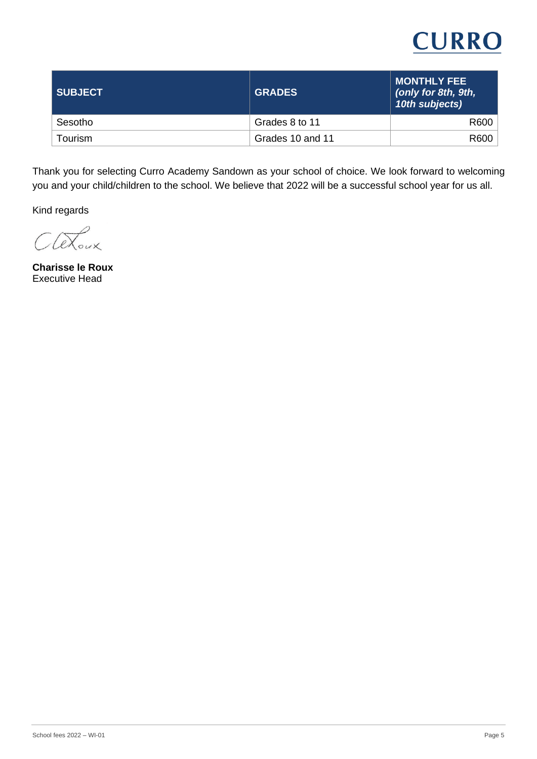| SUBJECT | GRADES | MONTHLY FEE *(only for 8th, 9th, 10th subjects)* |
|---|---|---|
| Sesotho | Grades 8 to 11 | R600 |
| Tourism | Grades 10 and 11 | R600 |

Thank you for selecting Curro Academy Sandown as your school of choice. We look forward to welcoming you and your child/children to the school. We believe that 2022 will be a successful school year for us all.

Kind regards

**Charisse le Roux**
Executive Head